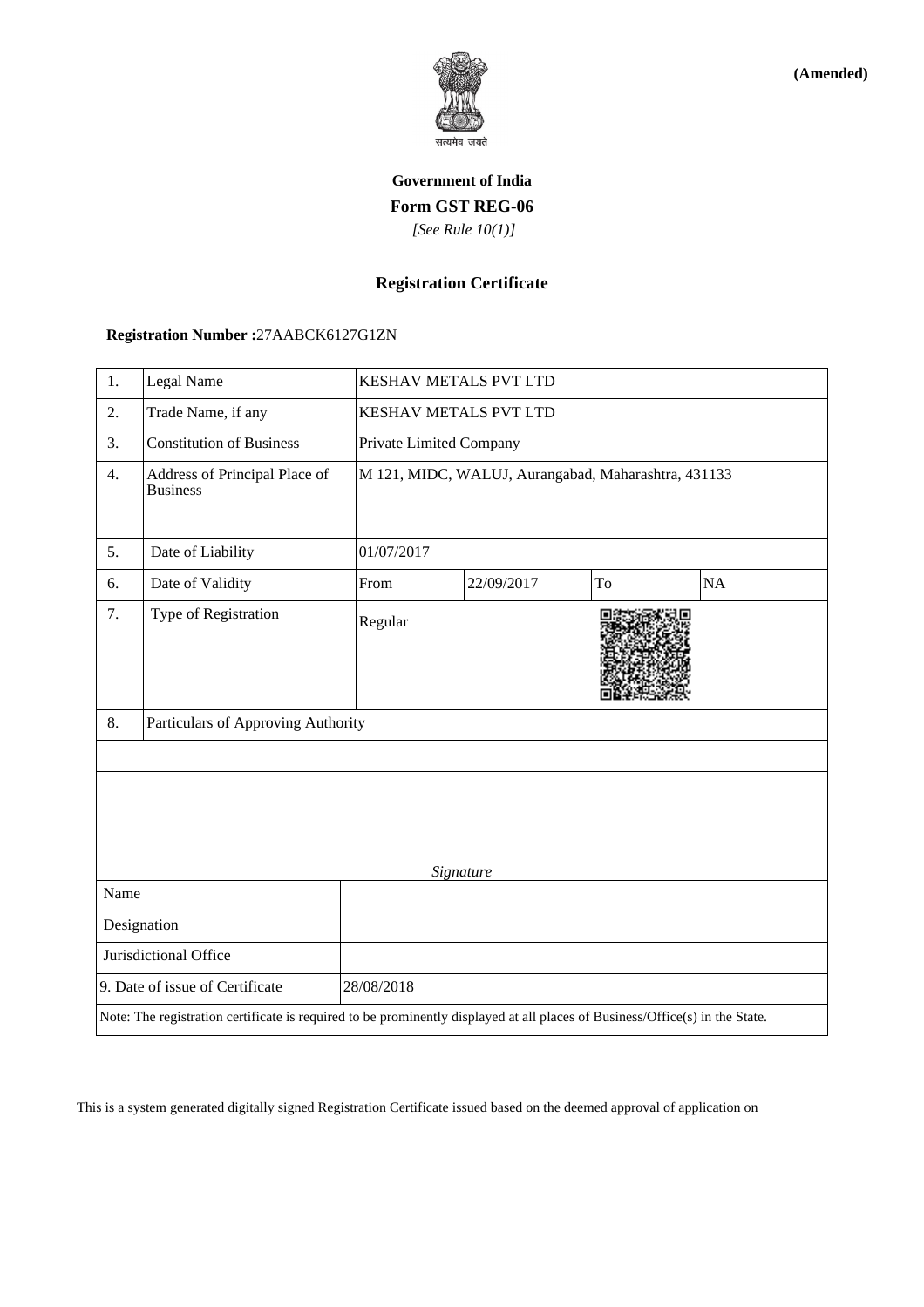**(Amended)**

सत्यमेव जयते

**Government of India**

**Form GST REG-06**

*[See Rule 10(1)]*

**Registration Certificate**

**Registration Number :**27AABCK6127G1ZN

| | | | | | |
|---|---|---|---|---|---|
| 1. | Legal Name | KESHAV METALS PVT LTD | | | |
| 2. | Trade Name, if any | KESHAV METALS PVT LTD | | | |
| 3. | Constitution of Business | Private Limited Company | | | |
| 4. | Address of Principal Place of Business | M 121, MIDC, WALUJ, Aurangabad, Maharashtra, 431133 | | | |
| 5. | Date of Liability | 01/07/2017 | | | |
| 6. | Date of Validity | From | 22/09/2017 | To | NA |
| 7. | Type of Registration | Regular | | | |
| 8. | Particulars of Approving Authority | | | | |

| | |
|---|---|
| *Signature* | |
| Name | |
| Designation | |
| Jurisdictional Office | |
| 9. Date of issue of Certificate | 28/08/2018 |

Note: The registration certificate is required to be prominently displayed at all places of Business/Office(s) in the State.

This is a system generated digitally signed Registration Certificate issued based on the deemed approval of application on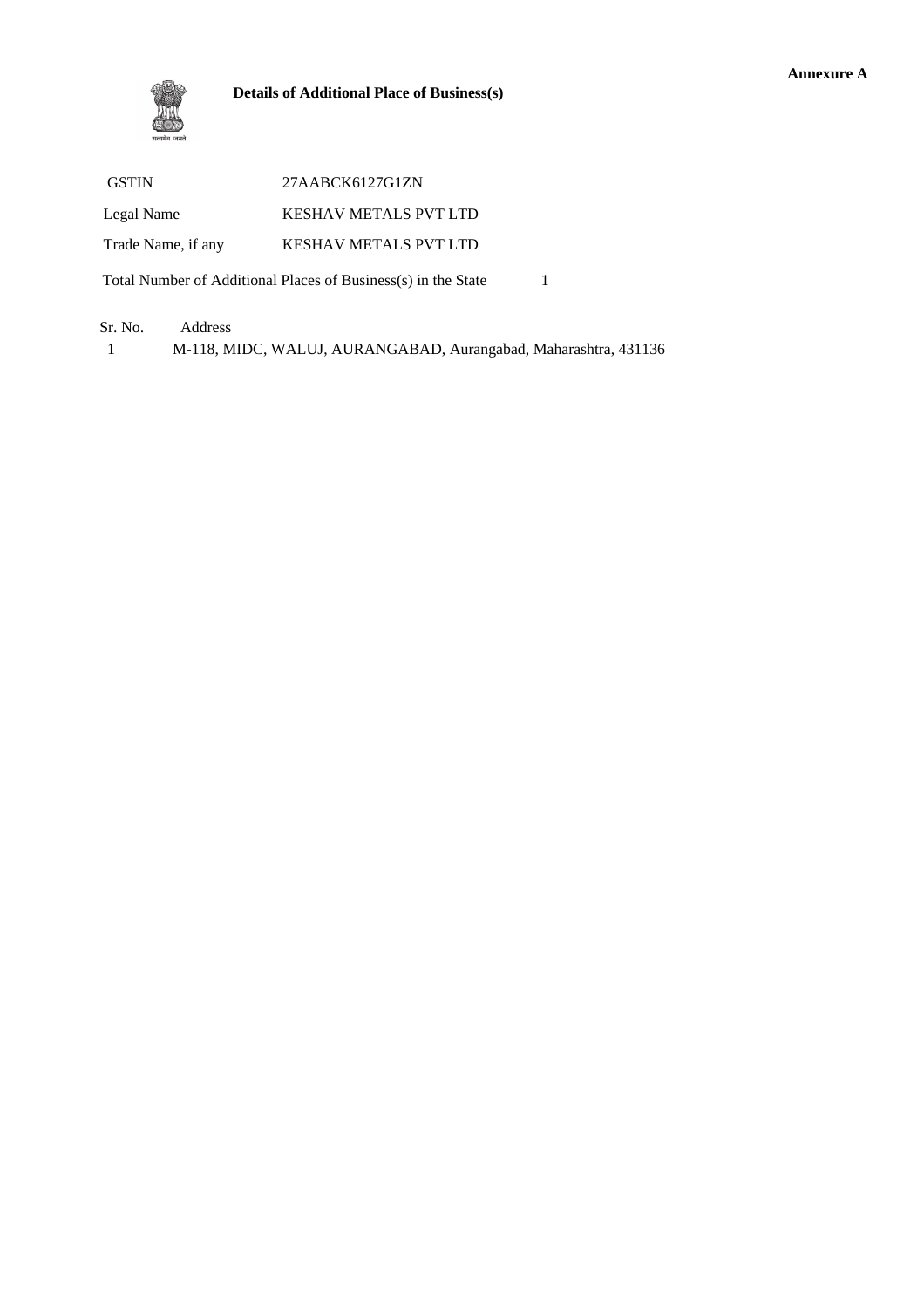**Annexure A**

**Details of Additional Place of Business(s)**

| | |
|---|---|
| GSTIN | 27AABCK6127G1ZN |
| Legal Name | KESHAV METALS PVT LTD |
| Trade Name, if any | KESHAV METALS PVT LTD |

Total Number of Additional Places of Business(s) in the State 1

| Sr. No. | Address |
|---|---|
| 1 | M-118, MIDC, WALUJ, AURANGABAD, Aurangabad, Maharashtra, 431136 |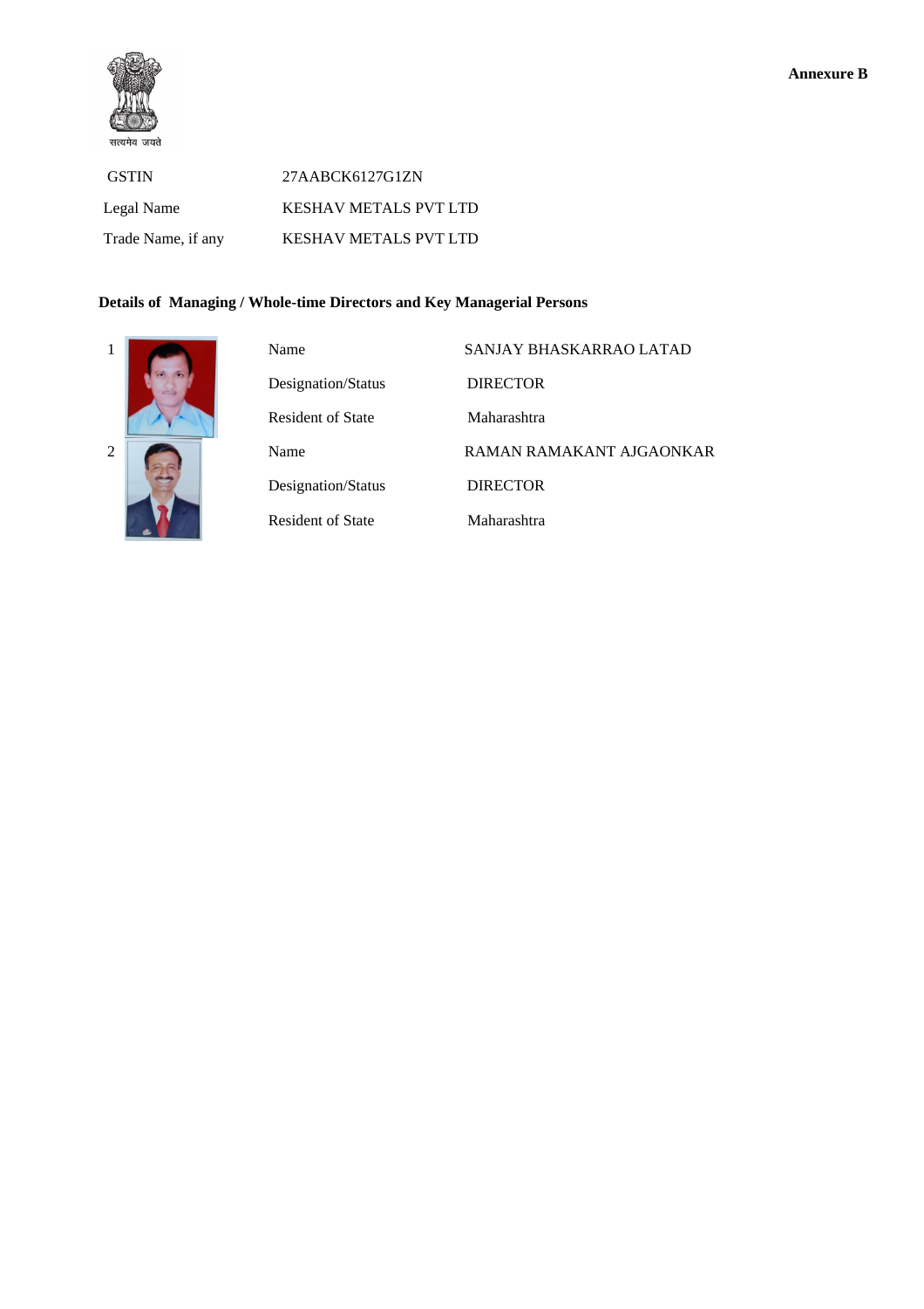**Annexure B**

सत्यमेव जयते

| | |
|---|---|
| GSTIN | 27AABCK6127G1ZN |
| Legal Name | KESHAV METALS PVT LTD |
| Trade Name, if any | KESHAV METALS PVT LTD |

**Details of Managing / Whole-time Directors and Key Managerial Persons**

| | | |
|---|---|---|
| 1 | Name | SANJAY BHASKARRAO LATAD |
| | Designation/Status | DIRECTOR |
| | Resident of State | Maharashtra |
| 2 | Name | RAMAN RAMAKANT AJGAONKAR |
| | Designation/Status | DIRECTOR |
| | Resident of State | Maharashtra |